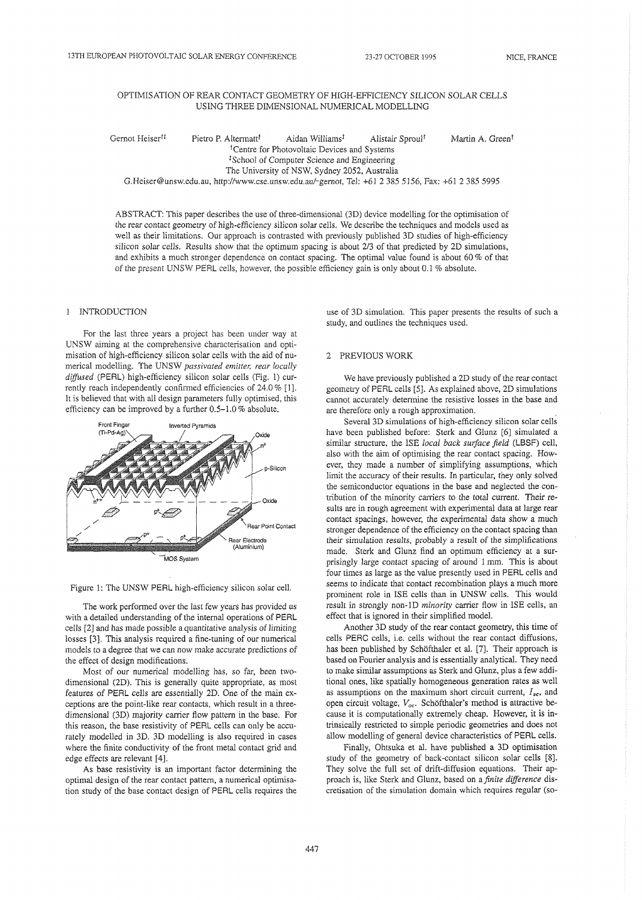# OPTIMISATION OF REAR CONTACT GEOMETRY OF HIGH-EFFICIENCY SILICON SOLAR CELLS USING THREE DIMENSIONAL NUMERICAL MODELLING

Gernot Heiser[†‡] Pietro P. Altermatt[†] Aidan Williams[‡] Alistair Sproul[†] Martin A. Green[†]

[†]Centre for Photovoltaic Devices and Systems
[‡]School of Computer Science and Engineering
The University of NSW, Sydney 2052, Australia
G.Heiser@unsw.edu.au, http://www.cse.unsw.edu.au/~gernot, Tel: +61 2 385 5156, Fax: +61 2 385 5995

ABSTRACT: This paper describes the use of three-dimensional (3D) device modelling for the optimisation of the rear contact geometry of high-efficiency silicon solar cells. We describe the techniques and models used as well as their limitations. Our approach is contrasted with previously published 3D studies of high-efficiency silicon solar cells. Results show that the optimum spacing is about 2/3 of that predicted by 2D simulations, and exhibits a much stronger dependence on contact spacing. The optimal value found is about 60 % of that of the present UNSW PERL cells, however, the possible efficiency gain is only about 0.1 % absolute.

## 1 INTRODUCTION

For the last three years a project has been under way at UNSW aiming at the comprehensive characterisation and optimisation of high-efficiency silicon solar cells with the aid of numerical modelling. The UNSW *passivated emitter, rear locally diffused* (PERL) high-efficiency silicon solar cells (Fig. 1) currently reach independently confirmed efficiencies of 24.0 % [1]. It is believed that with all design parameters fully optimised, this efficiency can be improved by a further 0.5–1.0 % absolute.

Figure 1: The UNSW PERL high-efficiency silicon solar cell.

The work performed over the last few years has provided us with a detailed understanding of the internal operations of PERL cells [2] and has made possible a *quantitative* analysis of limiting losses [3]. This analysis required a fine-tuning of our numerical models to a degree that we can now make accurate predictions of the effect of design modifications.

Most of our numerical modelling has, so far, been two-dimensional (2D). This is generally quite appropriate, as most features of PERL cells are essentially 2D. One of the main exceptions are the point-like rear contacts, which result in a three-dimensional (3D) majority carrier flow pattern in the base. For this reason, the base resistivity of PERL cells can only be accurately modelled in 3D. 3D modelling is also required in cases where the finite conductivity of the front metal contact grid and edge effects are relevant [4].

As base resistivity is an important factor determining the optimal design of the rear contact pattern, a numerical optimisation study of the base contact design of PERL cells requires the use of 3D simulation. This paper presents the results of such a study, and outlines the techniques used.

## 2 PREVIOUS WORK

We have previously published a 2D study of the rear contact geometry of PERL cells [5]. As explained above, 2D simulations cannot accurately determine the resistive losses in the base and are therefore only a rough approximation.

Several 3D simulations of high-efficiency silicon solar cells have been published before: Sterk and Glunz [6] simulated a similar structure, the ISE *local back surface field* (LBSF) cell, also with the aim of optimising the rear contact spacing. However, they made a number of simplifying assumptions, which limit the accuracy of their results. In particular, they only solved the semiconductor equations in the base and neglected the contribution of the minority carriers to the total current. Their results are in rough agreement with experimental data at large rear contact spacings, however, the experimental data show a much stronger dependence of the efficiency on the contact spacing than their simulation results, probably a result of the simplifications made. Sterk and Glunz find an optimum efficiency at a surprisingly large contact spacing of around 1 mm. This is about four times as large as the value presently used in PERL cells and seems to indicate that contact recombination plays a much more prominent role in ISE cells than in UNSW cells. This would result in strongly non-1D *minority* carrier flow in ISE cells, an effect that is ignored in their simplified model.

Another 3D study of the rear contact geometry, this time of cells PERC cells, i.e. cells without the rear contact diffusions, has been published by Schöfthaler et al. [7]. Their approach is based on Fourier analysis and is essentially analytical. They need to make similar assumptions as Sterk and Glunz, plus a few additional ones, like spatially homogeneous generation rates as well as assumptions on the maximum short circuit current, $I_{sc}$, and open circuit voltage, $V_{oc}$. Schöfthaler's method is attractive because it is computationally extremely cheap. However, it is intrinsically restricted to simple periodic geometries and does not allow modelling of general device characteristics of PERL cells.

Finally, Ohtsuka et al. have published a 3D optimisation study of the geometry of back-contact silicon solar cells [8]. They solve the full set of drift-diffusion equations. Their approach is, like Sterk and Glunz, based on a *finite difference* discretisation of the simulation domain which requires regular (so-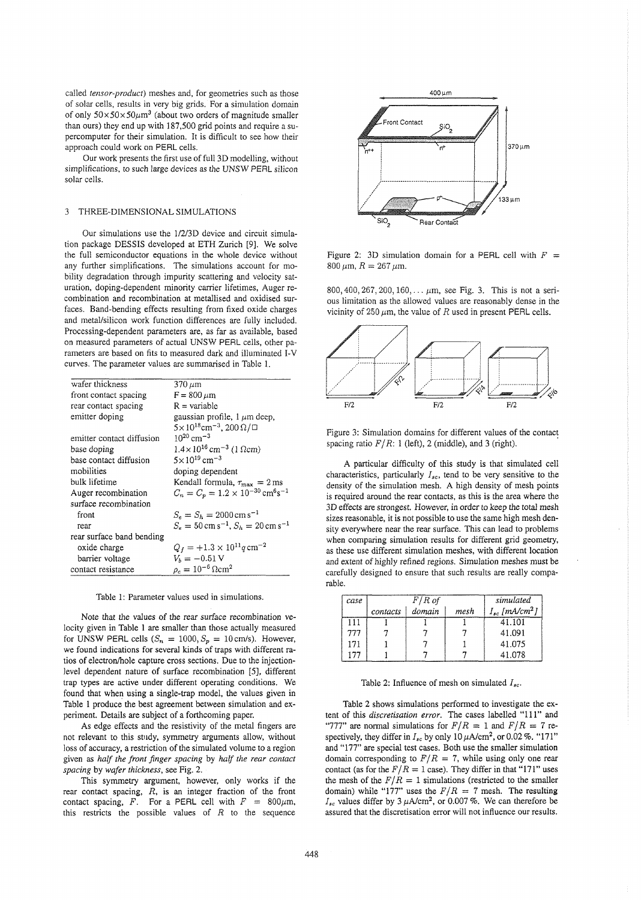called *tensor-product*) meshes and, for geometries such as those of solar cells, results in very big grids. For a simulation domain of only $50\times50\times50\mu m^3$ (about two orders of magnitude smaller than ours) they end up with 187,500 grid points and require a supercomputer for their simulation. It is difficult to see how their approach could work on PERL cells.

Our work presents the first use of full 3D modelling, without simplifications, to such large devices as the UNSW PERL silicon solar cells.

## 3 THREE-DIMENSIONAL SIMULATIONS

Our simulations use the 1/2/3D device and circuit simulation package DESSIS developed at ETH Zurich [9]. We solve the full semiconductor equations in the whole device without any further simplifications. The simulations account for mobility degradation through impurity scattering and velocity saturation, doping-dependent minority carrier lifetimes, Auger recombination and recombination at metallised and oxidised surfaces. Band-bending effects resulting from fixed oxide charges and metal/silicon work function differences are fully included. Processing-dependent parameters are, as far as available, based on measured parameters of actual UNSW PERL cells, other parameters are based on fits to measured dark and illuminated I-V curves. The parameter values are summarised in Table 1.

| | |
|---|---|
| wafer thickness | $370\,\mu m$ |
| front contact spacing | $F = 800\,\mu m$ |
| rear contact spacing | R = variable |
| emitter doping | gaussian profile, $1\,\mu m$ deep, $5\times10^{18} cm^{-3}$, $200\,\Omega/\square$ |
| emitter contact diffusion | $10^{20}\,cm^{-3}$ |
| base doping | $1.4\times10^{16}\,cm^{-3}$ ($1\,\Omega cm$) |
| base contact diffusion | $5\times10^{19}\,cm^{-3}$ |
| mobilities | doping dependent |
| bulk lifetime | Kendall formula, $\tau_{max} = 2\,ms$ |
| Auger recombination | $C_n = C_p = 1.2\times10^{-30}\,cm^6 s^{-1}$ |
| surface recombination | |
| front | $S_e = S_h = 2000\,cm\,s^{-1}$ |
| rear | $S_e = 50\,cm\,s^{-1}$, $S_h = 20\,cm\,s^{-1}$ |
| rear surface band bending | |
| oxide charge | $Q_f = +1.3\times10^{11} q\,cm^{-2}$ |
| barrier voltage | $V_b = -0.51\,V$ |
| contact resistance | $\rho_c = 10^{-6}\,\Omega cm^2$ |

Table 1: Parameter values used in simulations.

Note that the values of the rear surface recombination velocity given in Table 1 are smaller than those actually measured for UNSW PERL cells ($S_n = 1000, S_p = 10$ cm/s). However, we found indications for several kinds of traps with different ratios of electron/hole capture cross sections. Due to the injection-level dependent nature of surface recombination [5], different trap types are active under different operating conditions. We found that when using a single-trap model, the values given in Table 1 produce the best agreement between simulation and experiment. Details are subject of a forthcoming paper.

As edge effects and the resistivity of the metal fingers are not relevant to this study, symmetry arguments allow, without loss of accuracy, a restriction of the simulated volume to a region given as *half the front finger spacing* by *half the rear contact spacing* by *wafer thickness*, see Fig. 2.

This symmetry argument, however, only works if the rear contact spacing, $R$, is an integer fraction of the front contact spacing, $F$. For a PERL cell with $F = 800\mu m$, this restricts the possible values of $R$ to the sequence $800, 400, 267, 200, 160, \ldots\,\mu m$, see Fig. 3. This is not a serious limitation as the allowed values are reasonably dense in the vicinity of $250\,\mu m$, the value of $R$ used in present PERL cells.

Figure 2: 3D simulation domain for a PERL cell with $F = 800\,\mu m$, $R = 267\,\mu m$.

Figure 3: Simulation domains for different values of the contact spacing ratio $F/R$: 1 (left), 2 (middle), and 3 (right).

A particular difficulty of this study is that simulated cell characteristics, particularly $I_{sc}$, tend to be very sensitive to the density of the simulation mesh. A high density of mesh points is required around the rear contacts, as this is the area where the 3D effects are strongest. However, in order to keep the total mesh sizes reasonable, it is not possible to use the same high mesh density everywhere near the rear surface. This can lead to problems when comparing simulation results for different grid geometry, as these use different simulation meshes, with different location and extent of highly refined regions. Simulation meshes must be carefully designed to ensure that such results are really comparable.

| case | $F/R$ of | | | simulated |
|---|---|---|---|---|
| | contacts | domain | mesh | $I_{sc}$ [mA/cm$^2$] |
| 111 | 1 | 1 | 1 | 41.101 |
| 777 | 7 | 7 | 7 | 41.091 |
| 171 | 1 | 7 | 1 | 41.075 |
| 177 | 1 | 7 | 7 | 41.078 |

Table 2: Influence of mesh on simulated $I_{sc}$.

Table 2 shows simulations performed to investigate the extent of this *discretisation error*. The cases labelled "111" and "777" are normal simulations for $F/R = 1$ and $F/R = 7$ respectively, they differ in $I_{sc}$ by only $10\,\mu A/cm^2$, or 0.02 %. "171" and "177" are special test cases. Both use the smaller simulation domain corresponding to $F/R = 7$, while using only one rear contact (as for the $F/R = 1$ case). They differ in that "171" uses the mesh of the $F/R = 1$ simulations (restricted to the smaller domain) while "177" uses the $F/R = 7$ mesh. The resulting $I_{sc}$ values differ by $3\,\mu A/cm^2$, or 0.007 %. We can therefore be assured that the discretisation error will not influence our results.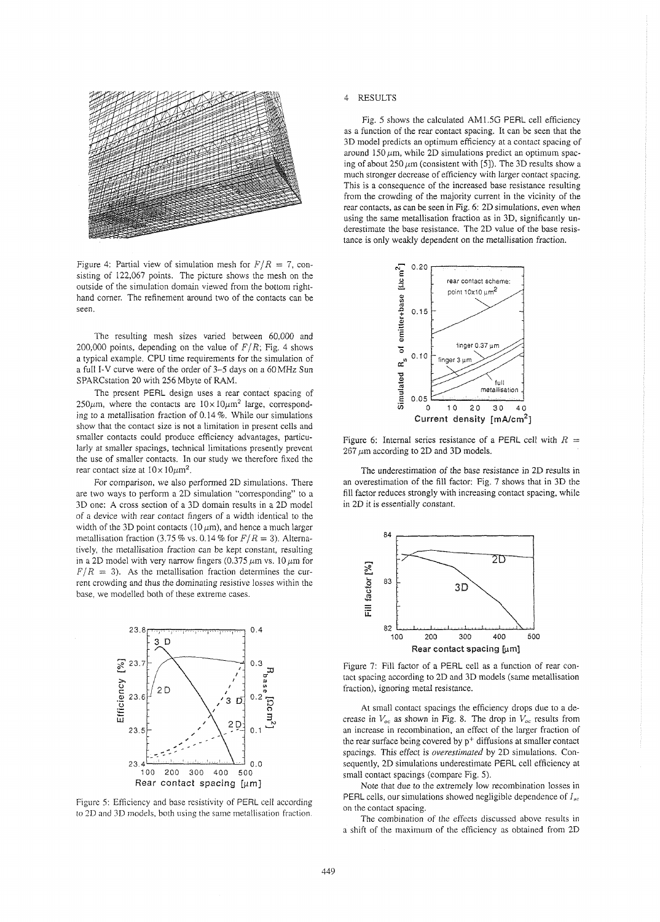Figure 4: Partial view of simulation mesh for $F/R = 7$, consisting of 122,067 points. The picture shows the mesh on the outside of the simulation domain viewed from the bottom right-hand corner. The refinement around two of the contacts can be seen.

The resulting mesh sizes varied between 60,000 and 200,000 points, depending on the value of $F/R$; Fig. 4 shows a typical example. CPU time requirements for the simulation of a full I-V curve were of the order of 3–5 days on a 60 MHz Sun SPARCstation 20 with 256 Mbyte of RAM.

The present PERL design uses a rear contact spacing of 250$\mu$m, where the contacts are $10 \times 10 \mu m^2$ large, corresponding to a metallisation fraction of 0.14 %. While our simulations show that the contact size is not a limitation in present cells and smaller contacts could produce efficiency advantages, particularly at smaller spacings, technical limitations presently prevent the use of smaller contacts. In our study we therefore fixed the rear contact size at $10 \times 10 \mu m^2$.

For comparison, we also performed 2D simulations. There are two ways to perform a 2D simulation "corresponding" to a 3D one: A cross section of a 3D domain results in a 2D model of a device with rear contact fingers of a width identical to the width of the 3D point contacts (10 $\mu$m), and hence a much larger metallisation fraction (3.75 % vs. 0.14 % for $F/R = 3$). Alternatively, the metallisation fraction can be kept constant, resulting in a 2D model with very narrow fingers (0.375 $\mu$m vs. 10 $\mu$m for $F/R = 3$). As the metallisation fraction determines the current crowding and thus the dominating resistive losses within the base, we modelled both of these extreme cases.

Figure 5: Efficiency and base resistivity of PERL cell according to 2D and 3D models, both using the same metallisation fraction.

## 4 RESULTS

Fig. 5 shows the calculated AM1.5G PERL cell efficiency as a function of the rear contact spacing. It can be seen that the 3D model predicts an optimum efficiency at a contact spacing of around 150 $\mu$m, while 2D simulations predict an optimum spacing of about 250 $\mu$m (consistent with [5]). The 3D results show a much stronger decrease of efficiency with larger contact spacing. This is a consequence of the increased base resistance resulting from the crowding of the majority current in the vicinity of the rear contacts, as can be seen in Fig. 6: 2D simulations, even when using the same metallisation fraction as in 3D, significantly underestimate the base resistance. The 2D value of the base resistance is only weakly dependent on the metallisation fraction.

Figure 6: Internal series resistance of a PERL cell with $R = 267$ $\mu$m according to 2D and 3D models.

The underestimation of the base resistance in 2D results in an overestimation of the fill factor: Fig. 7 shows that in 3D the fill factor reduces strongly with increasing contact spacing, while in 2D it is essentially constant.

Figure 7: Fill factor of a PERL cell as a function of rear contact spacing according to 2D and 3D models (same metallisation fraction), ignoring metal resistance.

At small contact spacings the efficiency drops due to a decrease in $V_{oc}$ as shown in Fig. 8. The drop in $V_{oc}$ results from an increase in recombination, an effect of the larger fraction of the rear surface being covered by $p^+$ diffusions at smaller contact spacings. This effect is *overestimated* by 2D simulations. Consequently, 2D simulations underestimate PERL cell efficiency at small contact spacings (compare Fig. 5).

Note that due to the extremely low recombination losses in PERL cells, our simulations showed negligible dependence of $I_{sc}$ on the contact spacing.

The combination of the effects discussed above results in a shift of the maximum of the efficiency as obtained from 2D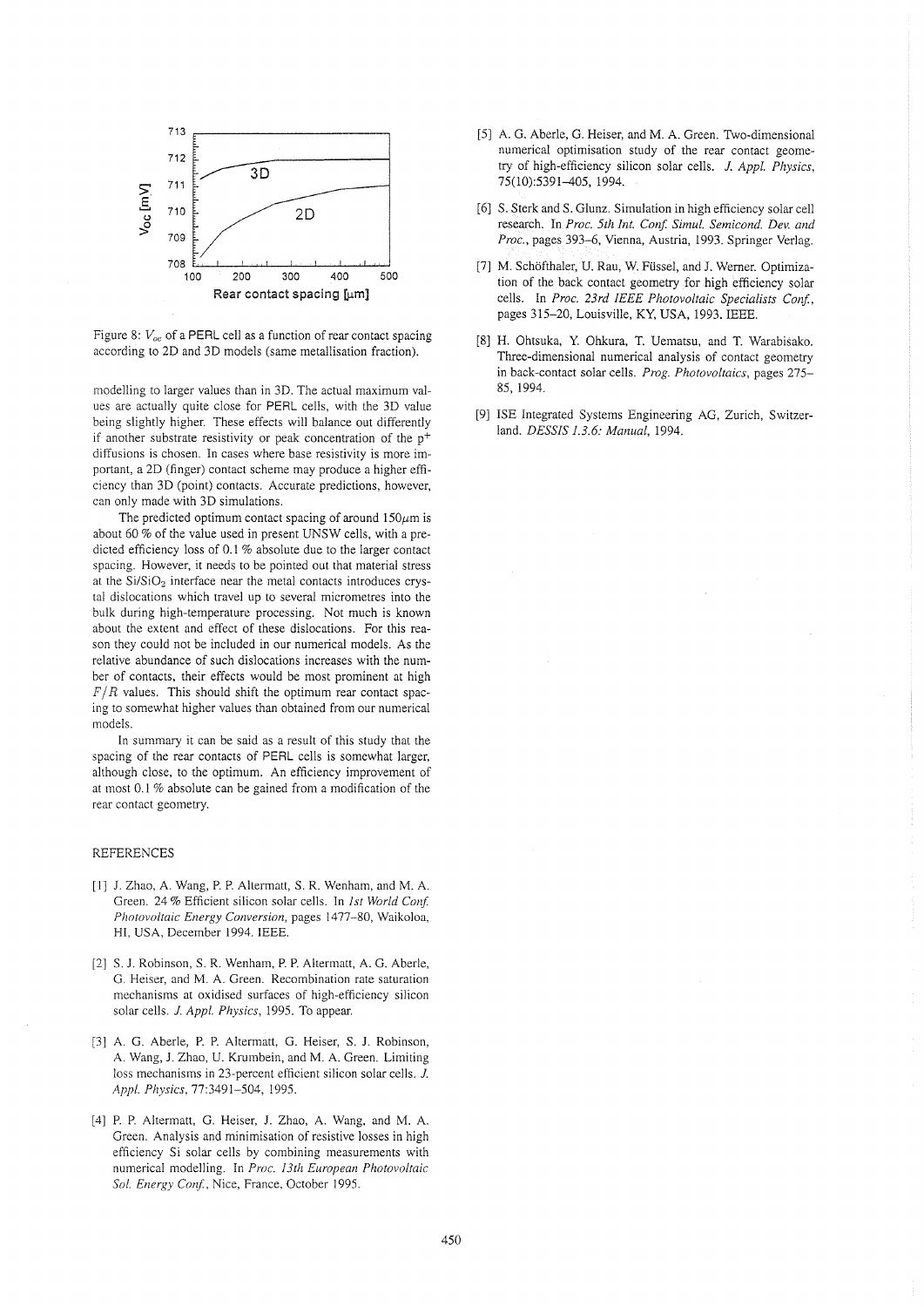713
712
711
710
709
708
3D
2D
Voc [mV]
100 200 300 400 500
Rear contact spacing [μm]

Figure 8: $V_{oc}$ of a PERL cell as a function of rear contact spacing according to 2D and 3D models (same metallisation fraction).

modelling to larger values than in 3D. The actual maximum values are actually quite close for PERL cells, with the 3D value being slightly higher. These effects will balance out differently if another substrate resistivity or peak concentration of the $p^+$ diffusions is chosen. In cases where base resistivity is more important, a 2D (finger) contact scheme may produce a higher efficiency than 3D (point) contacts. Accurate predictions, however, can only made with 3D simulations.

The predicted optimum contact spacing of around $150\mu m$ is about 60 % of the value used in present UNSW cells, with a predicted efficiency loss of 0.1 % absolute due to the larger contact spacing. However, it needs to be pointed out that material stress at the $Si/SiO_2$ interface near the metal contacts introduces crystal dislocations which travel up to several micrometres into the bulk during high-temperature processing. Not much is known about the extent and effect of these dislocations. For this reason they could not be included in our numerical models. As the relative abundance of such dislocations increases with the number of contacts, their effects would be most prominent at high $F/R$ values. This should shift the optimum rear contact spacing to somewhat higher values than obtained from our numerical models.

In summary it can be said as a result of this study that the spacing of the rear contacts of PERL cells is somewhat larger, although close, to the optimum. An efficiency improvement of at most 0.1 % absolute can be gained from a modification of the rear contact geometry.

## REFERENCES

[1] J. Zhao, A. Wang, P. P. Altermatt, S. R. Wenham, and M. A. Green. 24 % Efficient silicon solar cells. In *1st World Conf. Photovoltaic Energy Conversion*, pages 1477–80, Waikoloa, HI, USA, December 1994. IEEE.

[2] S. J. Robinson, S. R. Wenham, P. P. Altermatt, A. G. Aberle, G. Heiser, and M. A. Green. Recombination rate saturation mechanisms at oxidised surfaces of high-efficiency silicon solar cells. *J. Appl. Physics*, 1995. To appear.

[3] A. G. Aberle, P. P. Altermatt, G. Heiser, S. J. Robinson, A. Wang, J. Zhao, U. Krumbein, and M. A. Green. Limiting loss mechanisms in 23-percent efficient silicon solar cells. *J. Appl. Physics*, 77:3491–504, 1995.

[4] P. P. Altermatt, G. Heiser, J. Zhao, A. Wang, and M. A. Green. Analysis and minimisation of resistive losses in high efficiency Si solar cells by combining measurements with numerical modelling. In *Proc. 13th European Photovoltaic Sol. Energy Conf.*, Nice, France, October 1995.

[5] A. G. Aberle, G. Heiser, and M. A. Green. Two-dimensional numerical optimisation study of the rear contact geometry of high-efficiency silicon solar cells. *J. Appl. Physics*, 75(10):5391–405, 1994.

[6] S. Sterk and S. Glunz. Simulation in high efficiency solar cell research. In *Proc. 5th Int. Conf. Simul. Semicond. Dev. and Proc.*, pages 393–6, Vienna, Austria, 1993. Springer Verlag.

[7] M. Schöfthaler, U. Rau, W. Füssel, and J. Werner. Optimization of the back contact geometry for high efficiency solar cells. In *Proc. 23rd IEEE Photovoltaic Specialists Conf.*, pages 315–20, Louisville, KY, USA, 1993. IEEE.

[8] H. Ohtsuka, Y. Ohkura, T. Uematsu, and T. Warabisako. Three-dimensional numerical analysis of contact geometry in back-contact solar cells. *Prog. Photovoltaics*, pages 275–85, 1994.

[9] ISE Integrated Systems Engineering AG, Zurich, Switzerland. *DESSIS 1.3.6: Manual*, 1994.